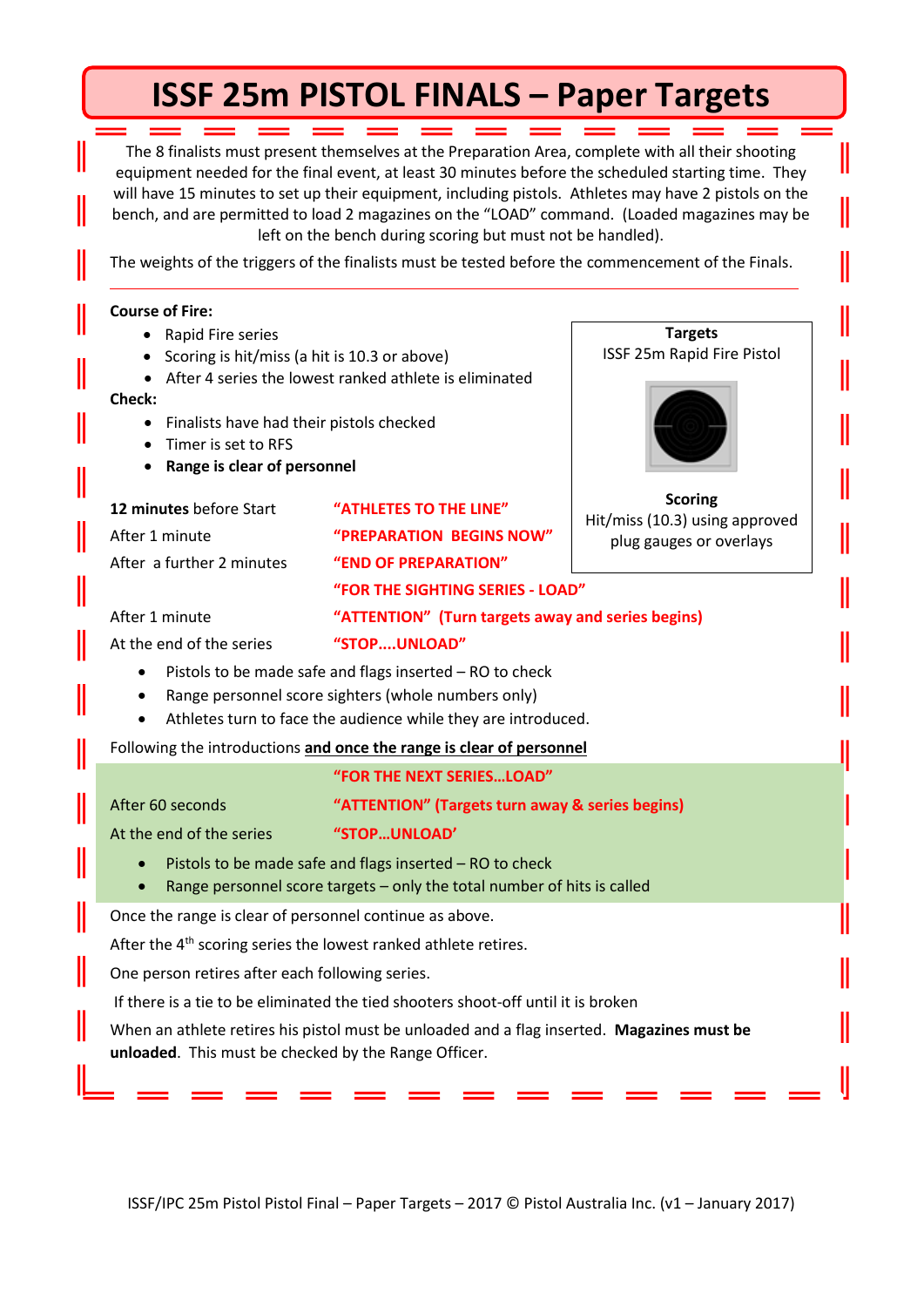# ISSF 25m PISTOL FINALS – Paper Targets

The 8 finalists must present themselves at the Preparation Area, complete with all their shooting equipment needed for the final event, at least 30 minutes before the scheduled starting time. They will have 15 minutes to set up their equipment, including pistols. Athletes may have 2 pistols on the bench, and are permitted to load 2 magazines on the "LOAD" command. (Loaded magazines may be left on the bench during scoring but must not be handled).

The weights of the triggers of the finalists must be tested before the commencement of the Finals.

---

**Course of Fire:**

- Rapid Fire series
- Scoring is hit/miss (a hit is 10.3 or above)
- After 4 series the lowest ranked athlete is eliminated

**Check:**

- Finalists have had their pistols checked
- Timer is set to RFS
- **Range is clear of personnel**

**Targets**
ISSF 25m Rapid Fire Pistol

**Scoring**
Hit/miss (10.3) using approved plug gauges or overlays

| | |
|---|---|
| **12 minutes** before Start | **"ATHLETES TO THE LINE"** |
| After 1 minute | **"PREPARATION BEGINS NOW"** |
| After a further 2 minutes | **"END OF PREPARATION"** |
| | **"FOR THE SIGHTING SERIES - LOAD"** |
| After 1 minute | **"ATTENTION" (Turn targets away and series begins)** |
| At the end of the series | **"STOP....UNLOAD"** |

- Pistols to be made safe and flags inserted – RO to check
- Range personnel score sighters (whole numbers only)
- Athletes turn to face the audience while they are introduced.

Following the introductions **and once the range is clear of personnel**

| | |
|---|---|
| | **"FOR THE NEXT SERIES…LOAD"** |
| After 60 seconds | **"ATTENTION" (Targets turn away & series begins)** |
| At the end of the series | **"STOP…UNLOAD'** |

- Pistols to be made safe and flags inserted – RO to check
- Range personnel score targets – only the total number of hits is called

Once the range is clear of personnel continue as above.

After the 4th scoring series the lowest ranked athlete retires.

One person retires after each following series.

If there is a tie to be eliminated the tied shooters shoot-off until it is broken

When an athlete retires his pistol must be unloaded and a flag inserted. **Magazines must be unloaded**. This must be checked by the Range Officer.

ISSF/IPC 25m Pistol Pistol Final – Paper Targets – 2017 © Pistol Australia Inc. (v1 – January 2017)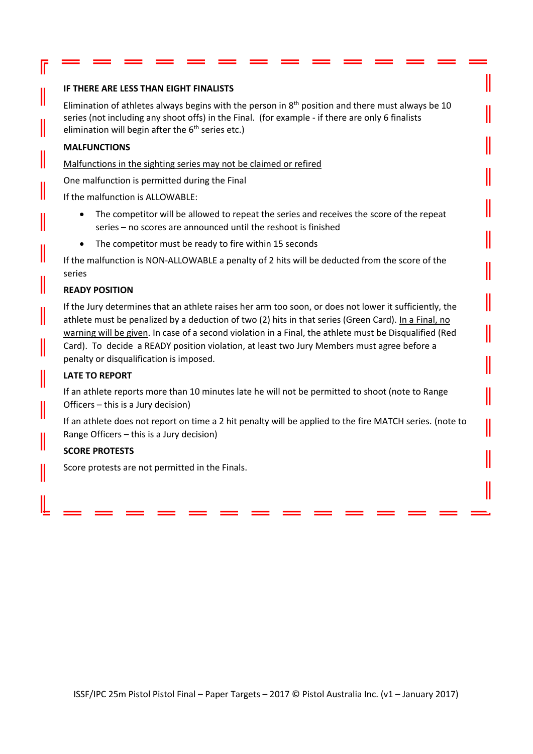**IF THERE ARE LESS THAN EIGHT FINALISTS**

Elimination of athletes always begins with the person in 8th position and there must always be 10 series (not including any shoot offs) in the Final. (for example - if there are only 6 finalists elimination will begin after the 6th series etc.)

**MALFUNCTIONS**

Malfunctions in the sighting series may not be claimed or refired

One malfunction is permitted during the Final

If the malfunction is ALLOWABLE:

- The competitor will be allowed to repeat the series and receives the score of the repeat series – no scores are announced until the reshoot is finished
- The competitor must be ready to fire within 15 seconds

If the malfunction is NON-ALLOWABLE a penalty of 2 hits will be deducted from the score of the series

**READY POSITION**

If the Jury determines that an athlete raises her arm too soon, or does not lower it sufficiently, the athlete must be penalized by a deduction of two (2) hits in that series (Green Card). In a Final, no warning will be given. In case of a second violation in a Final, the athlete must be Disqualified (Red Card). To decide a READY position violation, at least two Jury Members must agree before a penalty or disqualification is imposed.

**LATE TO REPORT**

If an athlete reports more than 10 minutes late he will not be permitted to shoot (note to Range Officers – this is a Jury decision)

If an athlete does not report on time a 2 hit penalty will be applied to the fire MATCH series. (note to Range Officers – this is a Jury decision)

**SCORE PROTESTS**

Score protests are not permitted in the Finals.